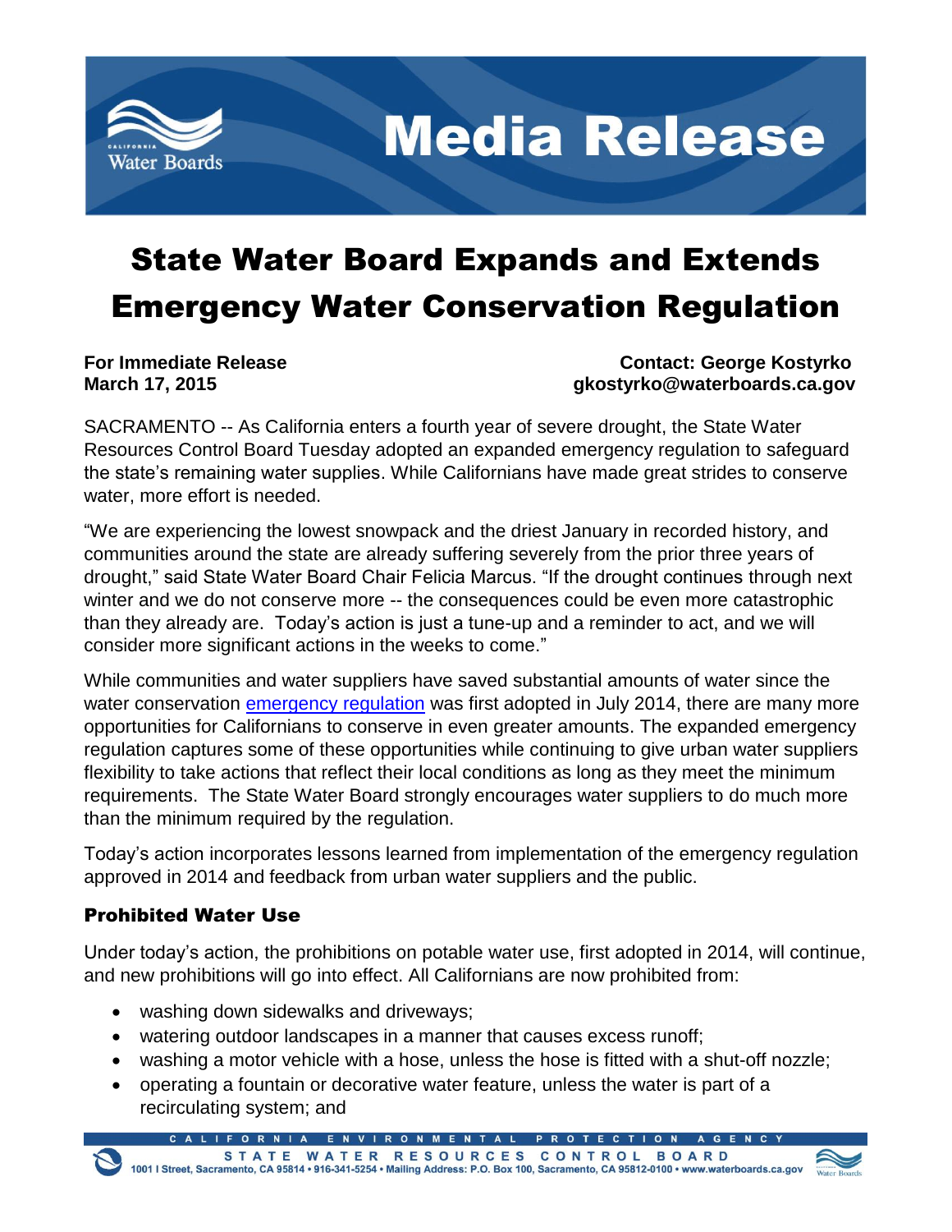# Media Release

# State Water Board Expands and Extends Emergency Water Conservation Regulation

**For Immediate Release**
**March 17, 2015**

**Contact: George Kostyrko**
**gkostyrko@waterboards.ca.gov**

SACRAMENTO -- As California enters a fourth year of severe drought, the State Water Resources Control Board Tuesday adopted an expanded emergency regulation to safeguard the state's remaining water supplies. While Californians have made great strides to conserve water, more effort is needed.

"We are experiencing the lowest snowpack and the driest January in recorded history, and communities around the state are already suffering severely from the prior three years of drought," said State Water Board Chair Felicia Marcus. "If the drought continues through next winter and we do not conserve more -- the consequences could be even more catastrophic than they already are. Today's action is just a tune-up and a reminder to act, and we will consider more significant actions in the weeks to come."

While communities and water suppliers have saved substantial amounts of water since the water conservation emergency regulation was first adopted in July 2014, there are many more opportunities for Californians to conserve in even greater amounts. The expanded emergency regulation captures some of these opportunities while continuing to give urban water suppliers flexibility to take actions that reflect their local conditions as long as they meet the minimum requirements. The State Water Board strongly encourages water suppliers to do much more than the minimum required by the regulation.

Today's action incorporates lessons learned from implementation of the emergency regulation approved in 2014 and feedback from urban water suppliers and the public.

### Prohibited Water Use

Under today's action, the prohibitions on potable water use, first adopted in 2014, will continue, and new prohibitions will go into effect. All Californians are now prohibited from:

- washing down sidewalks and driveways;
- watering outdoor landscapes in a manner that causes excess runoff;
- washing a motor vehicle with a hose, unless the hose is fitted with a shut-off nozzle;
- operating a fountain or decorative water feature, unless the water is part of a recirculating system; and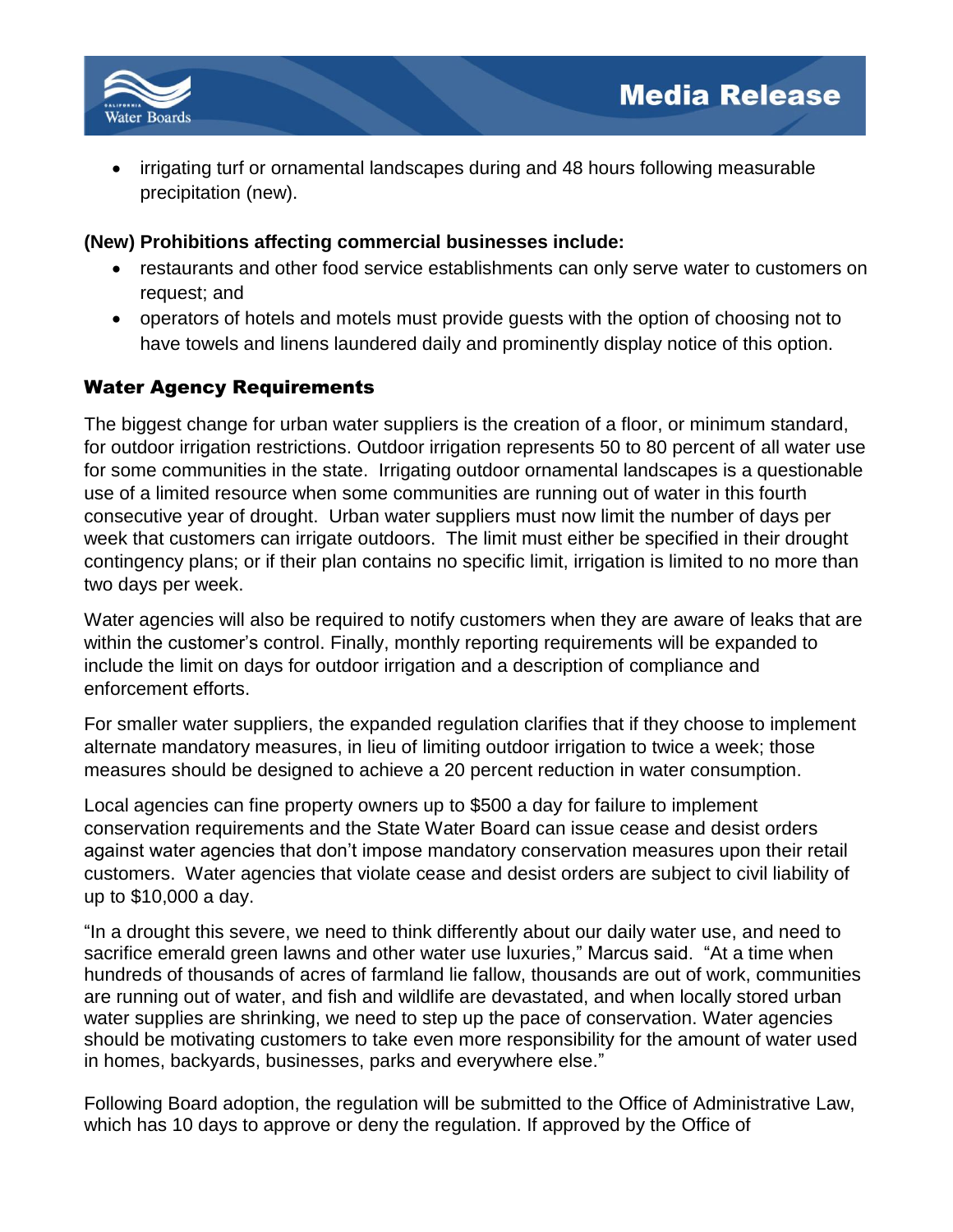- irrigating turf or ornamental landscapes during and 48 hours following measurable precipitation (new).

**(New) Prohibitions affecting commercial businesses include:**

- restaurants and other food service establishments can only serve water to customers on request; and
- operators of hotels and motels must provide guests with the option of choosing not to have towels and linens laundered daily and prominently display notice of this option.

## Water Agency Requirements

The biggest change for urban water suppliers is the creation of a floor, or minimum standard, for outdoor irrigation restrictions. Outdoor irrigation represents 50 to 80 percent of all water use for some communities in the state. Irrigating outdoor ornamental landscapes is a questionable use of a limited resource when some communities are running out of water in this fourth consecutive year of drought. Urban water suppliers must now limit the number of days per week that customers can irrigate outdoors. The limit must either be specified in their drought contingency plans; or if their plan contains no specific limit, irrigation is limited to no more than two days per week.

Water agencies will also be required to notify customers when they are aware of leaks that are within the customer's control. Finally, monthly reporting requirements will be expanded to include the limit on days for outdoor irrigation and a description of compliance and enforcement efforts.

For smaller water suppliers, the expanded regulation clarifies that if they choose to implement alternate mandatory measures, in lieu of limiting outdoor irrigation to twice a week; those measures should be designed to achieve a 20 percent reduction in water consumption.

Local agencies can fine property owners up to $500 a day for failure to implement conservation requirements and the State Water Board can issue cease and desist orders against water agencies that don't impose mandatory conservation measures upon their retail customers. Water agencies that violate cease and desist orders are subject to civil liability of up to $10,000 a day.

"In a drought this severe, we need to think differently about our daily water use, and need to sacrifice emerald green lawns and other water use luxuries," Marcus said. "At a time when hundreds of thousands of acres of farmland lie fallow, thousands are out of work, communities are running out of water, and fish and wildlife are devastated, and when locally stored urban water supplies are shrinking, we need to step up the pace of conservation. Water agencies should be motivating customers to take even more responsibility for the amount of water used in homes, backyards, businesses, parks and everywhere else."

Following Board adoption, the regulation will be submitted to the Office of Administrative Law, which has 10 days to approve or deny the regulation. If approved by the Office of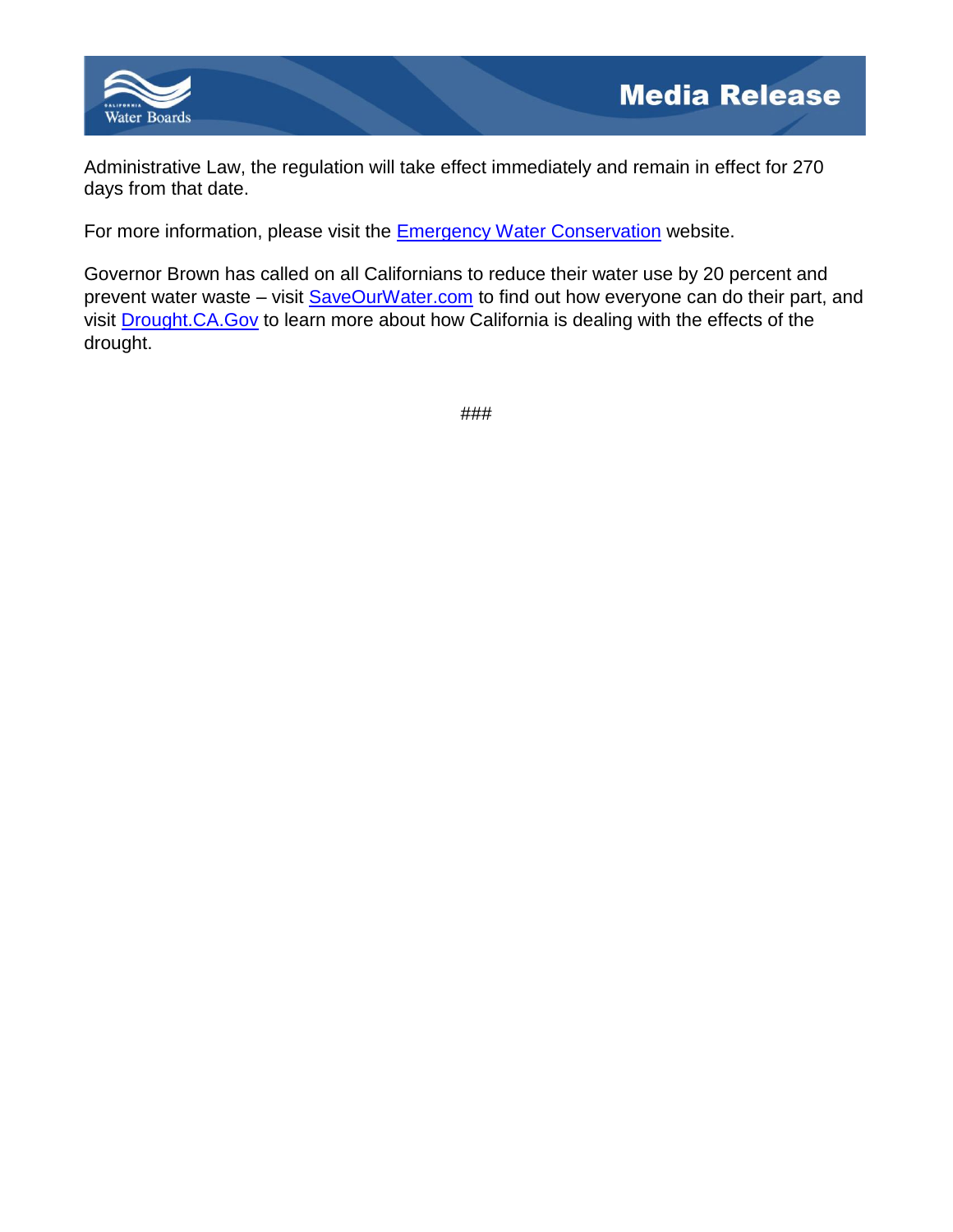Administrative Law, the regulation will take effect immediately and remain in effect for 270 days from that date.

For more information, please visit the Emergency Water Conservation website.

Governor Brown has called on all Californians to reduce their water use by 20 percent and prevent water waste – visit SaveOurWater.com to find out how everyone can do their part, and visit Drought.CA.Gov to learn more about how California is dealing with the effects of the drought.

###